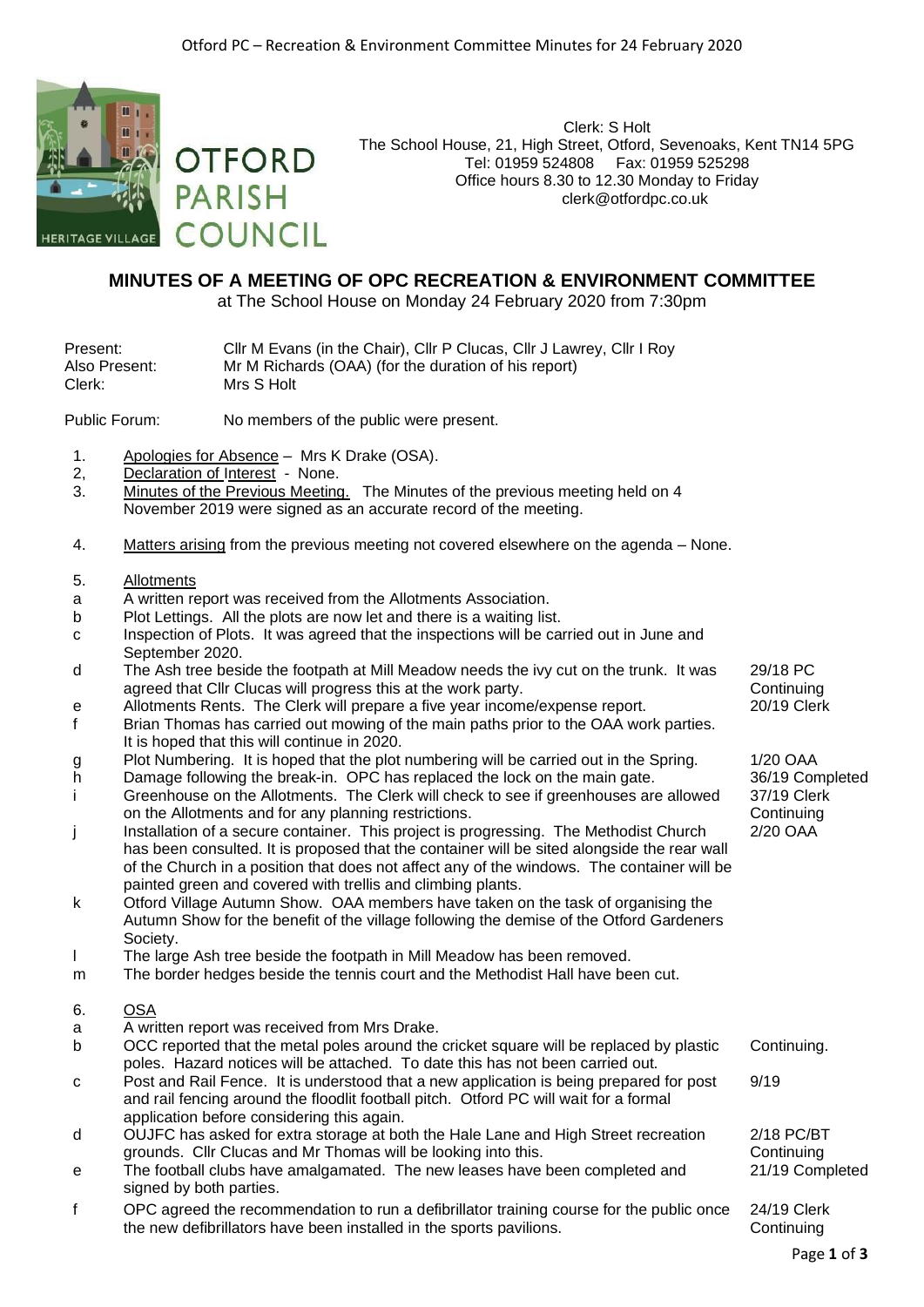OTFORD PARISH COUNCIL
HERITAGE VILLAGE

Clerk: S Holt
The School House, 21, High Street, Otford, Sevenoaks, Kent TN14 5PG
Tel: 01959 524808 Fax: 01959 525298
Office hours 8.30 to 12.30 Monday to Friday
clerk@otfordpc.co.uk

## MINUTES OF A MEETING OF OPC RECREATION & ENVIRONMENT COMMITTEE

at The School House on Monday 24 February 2020 from 7:30pm

Present: Cllr M Evans (in the Chair), Cllr P Clucas, Cllr J Lawrey, Cllr I Roy
Also Present: Mr M Richards (OAA) (for the duration of his report)
Clerk: Mrs S Holt

Public Forum: No members of the public were present.

1. Apologies for Absence – Mrs K Drake (OSA).
2, Declaration of Interest - None.
3. Minutes of the Previous Meeting. The Minutes of the previous meeting held on 4 November 2019 were signed as an accurate record of the meeting.

4. Matters arising from the previous meeting not covered elsewhere on the agenda – None.

5. Allotments

| | | |
|---|---|---|
| a | A written report was received from the Allotments Association. | |
| b | Plot Lettings. All the plots are now let and there is a waiting list. | |
| c | Inspection of Plots. It was agreed that the inspections will be carried out in June and September 2020. | |
| d | The Ash tree beside the footpath at Mill Meadow needs the ivy cut on the trunk. It was agreed that Cllr Clucas will progress this at the work party. | 29/18 PC Continuing |
| e | Allotments Rents. The Clerk will prepare a five year income/expense report. | 20/19 Clerk |
| f | Brian Thomas has carried out mowing of the main paths prior to the OAA work parties. It is hoped that this will continue in 2020. | |
| g | Plot Numbering. It is hoped that the plot numbering will be carried out in the Spring. | 1/20 OAA |
| h | Damage following the break-in. OPC has replaced the lock on the main gate. | 36/19 Completed |
| i | Greenhouse on the Allotments. The Clerk will check to see if greenhouses are allowed on the Allotments and for any planning restrictions. | 37/19 Clerk Continuing |
| j | Installation of a secure container. This project is progressing. The Methodist Church has been consulted. It is proposed that the container will be sited alongside the rear wall of the Church in a position that does not affect any of the windows. The container will be painted green and covered with trellis and climbing plants. | 2/20 OAA |
| k | Otford Village Autumn Show. OAA members have taken on the task of organising the Autumn Show for the benefit of the village following the demise of the Otford Gardeners Society. | |
| l | The large Ash tree beside the footpath in Mill Meadow has been removed. | |
| m | The border hedges beside the tennis court and the Methodist Hall have been cut. | |

6. OSA

| | | |
|---|---|---|
| a | A written report was received from Mrs Drake. | |
| b | OCC reported that the metal poles around the cricket square will be replaced by plastic poles. Hazard notices will be attached. To date this has not been carried out. | Continuing. |
| c | Post and Rail Fence. It is understood that a new application is being prepared for post and rail fencing around the floodlit football pitch. Otford PC will wait for a formal application before considering this again. | 9/19 |
| d | OUJFC has asked for extra storage at both the Hale Lane and High Street recreation grounds. Cllr Clucas and Mr Thomas will be looking into this. | 2/18 PC/BT Continuing |
| e | The football clubs have amalgamated. The new leases have been completed and signed by both parties. | 21/19 Completed |
| f | OPC agreed the recommendation to run a defibrillator training course for the public once the new defibrillators have been installed in the sports pavilions. | 24/19 Clerk Continuing |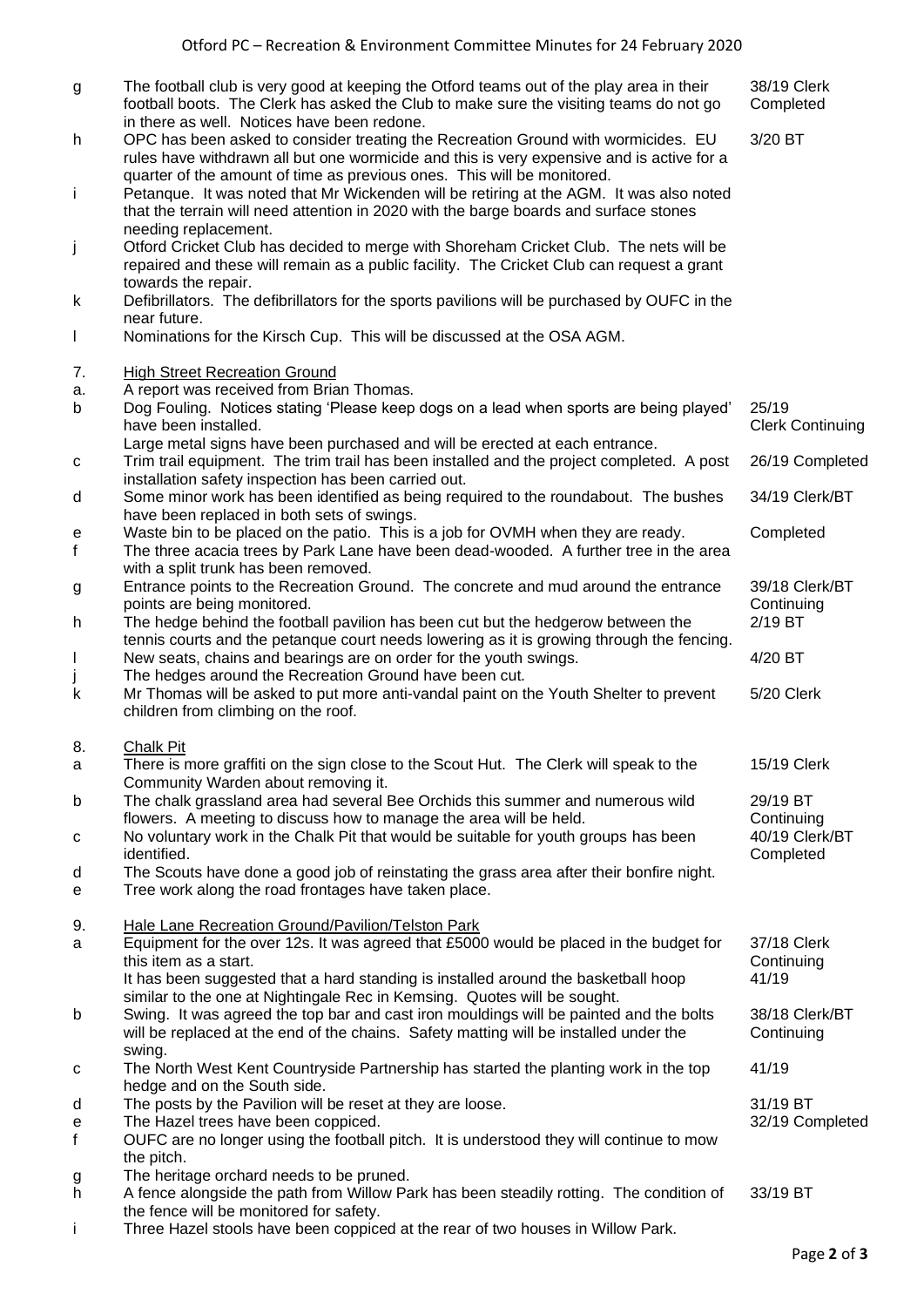| | | |
|---|---|---|
| g | The football club is very good at keeping the Otford teams out of the play area in their football boots. The Clerk has asked the Club to make sure the visiting teams do not go in there as well. Notices have been redone. | 38/19 Clerk Completed |
| h | OPC has been asked to consider treating the Recreation Ground with wormicides. EU rules have withdrawn all but one wormicide and this is very expensive and is active for a quarter of the amount of time as previous ones. This will be monitored. | 3/20 BT |
| i | Petanque. It was noted that Mr Wickenden will be retiring at the AGM. It was also noted that the terrain will need attention in 2020 with the barge boards and surface stones needing replacement. | |
| j | Otford Cricket Club has decided to merge with Shoreham Cricket Club. The nets will be repaired and these will remain as a public facility. The Cricket Club can request a grant towards the repair. | |
| k | Defibrillators. The defibrillators for the sports pavilions will be purchased by OUFC in the near future. | |
| l | Nominations for the Kirsch Cup. This will be discussed at the OSA AGM. | |
| | | |
| 7. | <u>High Street Recreation Ground</u> | |
| a. | A report was received from Brian Thomas. | |
| b | Dog Fouling. Notices stating 'Please keep dogs on a lead when sports are being played' have been installed. Large metal signs have been purchased and will be erected at each entrance. | 25/19 Clerk Continuing |
| c | Trim trail equipment. The trim trail has been installed and the project completed. A post installation safety inspection has been carried out. | 26/19 Completed |
| d | Some minor work has been identified as being required to the roundabout. The bushes have been replaced in both sets of swings. | 34/19 Clerk/BT |
| e | Waste bin to be placed on the patio. This is a job for OVMH when they are ready. | Completed |
| f | The three acacia trees by Park Lane have been dead-wooded. A further tree in the area with a split trunk has been removed. | |
| g | Entrance points to the Recreation Ground. The concrete and mud around the entrance points are being monitored. | 39/18 Clerk/BT Continuing |
| h | The hedge behind the football pavilion has been cut but the hedgerow between the tennis courts and the petanque court needs lowering as it is growing through the fencing. | 2/19 BT |
| I | New seats, chains and bearings are on order for the youth swings. | 4/20 BT |
| j | The hedges around the Recreation Ground have been cut. | |
| k | Mr Thomas will be asked to put more anti-vandal paint on the Youth Shelter to prevent children from climbing on the roof. | 5/20 Clerk |
| | | |
| 8. | <u>Chalk Pit</u> | |
| a | There is more graffiti on the sign close to the Scout Hut. The Clerk will speak to the Community Warden about removing it. | 15/19 Clerk |
| b | The chalk grassland area had several Bee Orchids this summer and numerous wild flowers. A meeting to discuss how to manage the area will be held. | 29/19 BT Continuing |
| c | No voluntary work in the Chalk Pit that would be suitable for youth groups has been identified. | 40/19 Clerk/BT Completed |
| d | The Scouts have done a good job of reinstating the grass area after their bonfire night. | |
| e | Tree work along the road frontages have taken place. | |
| | | |
| 9. | <u>Hale Lane Recreation Ground/Pavilion/Telston Park</u> | |
| a | Equipment for the over 12s. It was agreed that £5000 would be placed in the budget for this item as a start. It has been suggested that a hard standing is installed around the basketball hoop similar to the one at Nightingale Rec in Kemsing. Quotes will be sought. | 37/18 Clerk Continuing 41/19 |
| b | Swing. It was agreed the top bar and cast iron mouldings will be painted and the bolts will be replaced at the end of the chains. Safety matting will be installed under the swing. | 38/18 Clerk/BT Continuing |
| c | The North West Kent Countryside Partnership has started the planting work in the top hedge and on the South side. | 41/19 |
| d | The posts by the Pavilion will be reset at they are loose. | 31/19 BT |
| e | The Hazel trees have been coppiced. | 32/19 Completed |
| f | OUFC are no longer using the football pitch. It is understood they will continue to mow the pitch. | |
| g | The heritage orchard needs to be pruned. | |
| h | A fence alongside the path from Willow Park has been steadily rotting. The condition of the fence will be monitored for safety. | 33/19 BT |
| i | Three Hazel stools have been coppiced at the rear of two houses in Willow Park. | |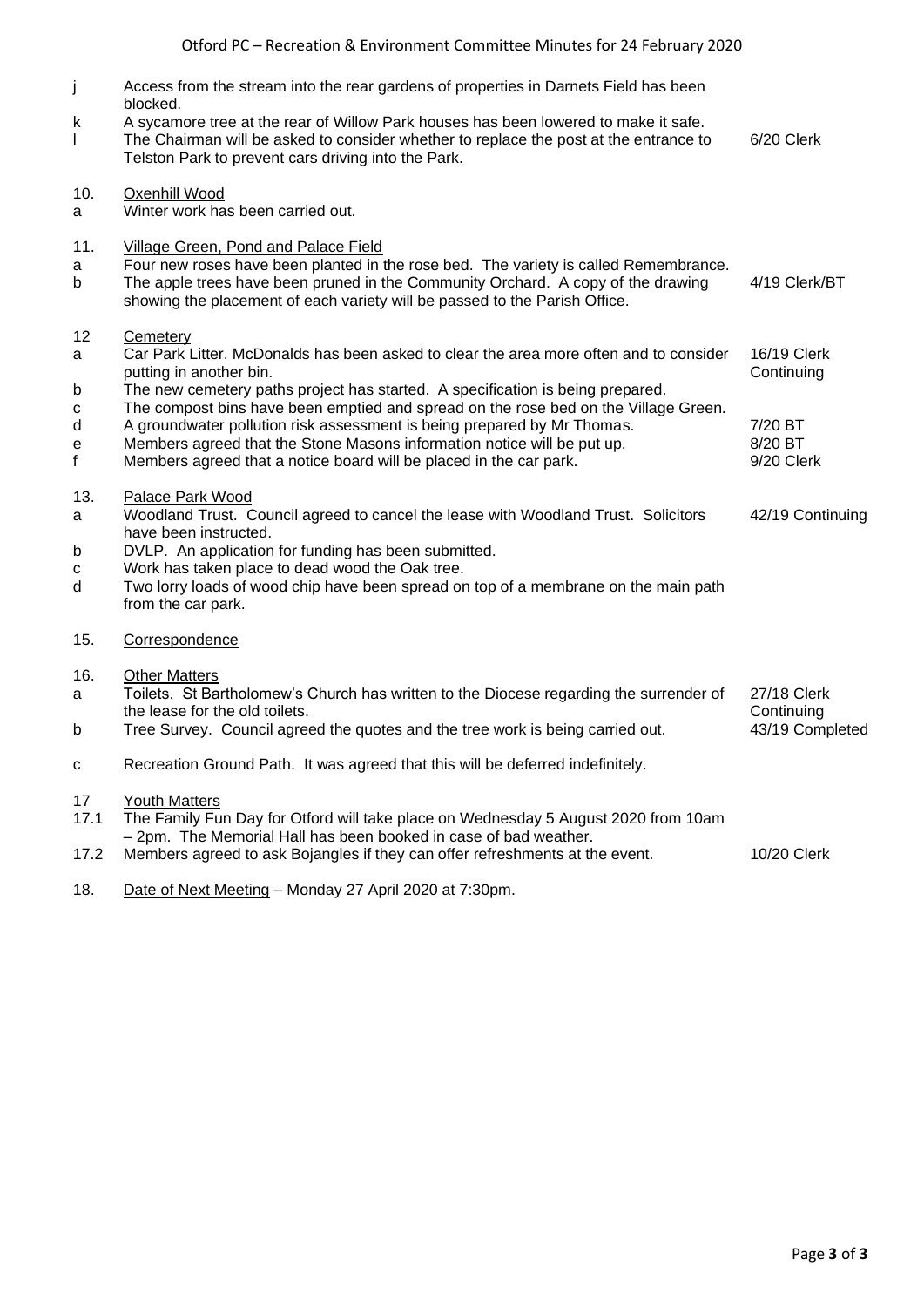| | | |
|---|---|---|
| j | Access from the stream into the rear gardens of properties in Darnets Field has been blocked. | |
| k | A sycamore tree at the rear of Willow Park houses has been lowered to make it safe. | |
| l | The Chairman will be asked to consider whether to replace the post at the entrance to Telston Park to prevent cars driving into the Park. | 6/20 Clerk |
| 10. | <u>Oxenhill Wood</u> | |
| a | Winter work has been carried out. | |
| 11. | <u>Village Green, Pond and Palace Field</u> | |
| a | Four new roses have been planted in the rose bed. The variety is called Remembrance. | |
| b | The apple trees have been pruned in the Community Orchard. A copy of the drawing showing the placement of each variety will be passed to the Parish Office. | 4/19 Clerk/BT |
| 12 | <u>Cemetery</u> | |
| a | Car Park Litter. McDonalds has been asked to clear the area more often and to consider putting in another bin. | 16/19 Clerk Continuing |
| b | The new cemetery paths project has started. A specification is being prepared. | |
| c | The compost bins have been emptied and spread on the rose bed on the Village Green. | |
| d | A groundwater pollution risk assessment is being prepared by Mr Thomas. | 7/20 BT |
| e | Members agreed that the Stone Masons information notice will be put up. | 8/20 BT |
| f | Members agreed that a notice board will be placed in the car park. | 9/20 Clerk |
| 13. | <u>Palace Park Wood</u> | |
| a | Woodland Trust. Council agreed to cancel the lease with Woodland Trust. Solicitors have been instructed. | 42/19 Continuing |
| b | DVLP. An application for funding has been submitted. | |
| c | Work has taken place to dead wood the Oak tree. | |
| d | Two lorry loads of wood chip have been spread on top of a membrane on the main path from the car park. | |
| 15. | <u>Correspondence</u> | |
| 16. | <u>Other Matters</u> | |
| a | Toilets. St Bartholomew's Church has written to the Diocese regarding the surrender of the lease for the old toilets. | 27/18 Clerk Continuing |
| b | Tree Survey. Council agreed the quotes and the tree work is being carried out. | 43/19 Completed |
| c | Recreation Ground Path. It was agreed that this will be deferred indefinitely. | |
| 17 | <u>Youth Matters</u> | |
| 17.1 | The Family Fun Day for Otford will take place on Wednesday 5 August 2020 from 10am – 2pm. The Memorial Hall has been booked in case of bad weather. | |
| 17.2 | Members agreed to ask Bojangles if they can offer refreshments at the event. | 10/20 Clerk |
| 18. | <u>Date of Next Meeting</u> – Monday 27 April 2020 at 7:30pm. | |